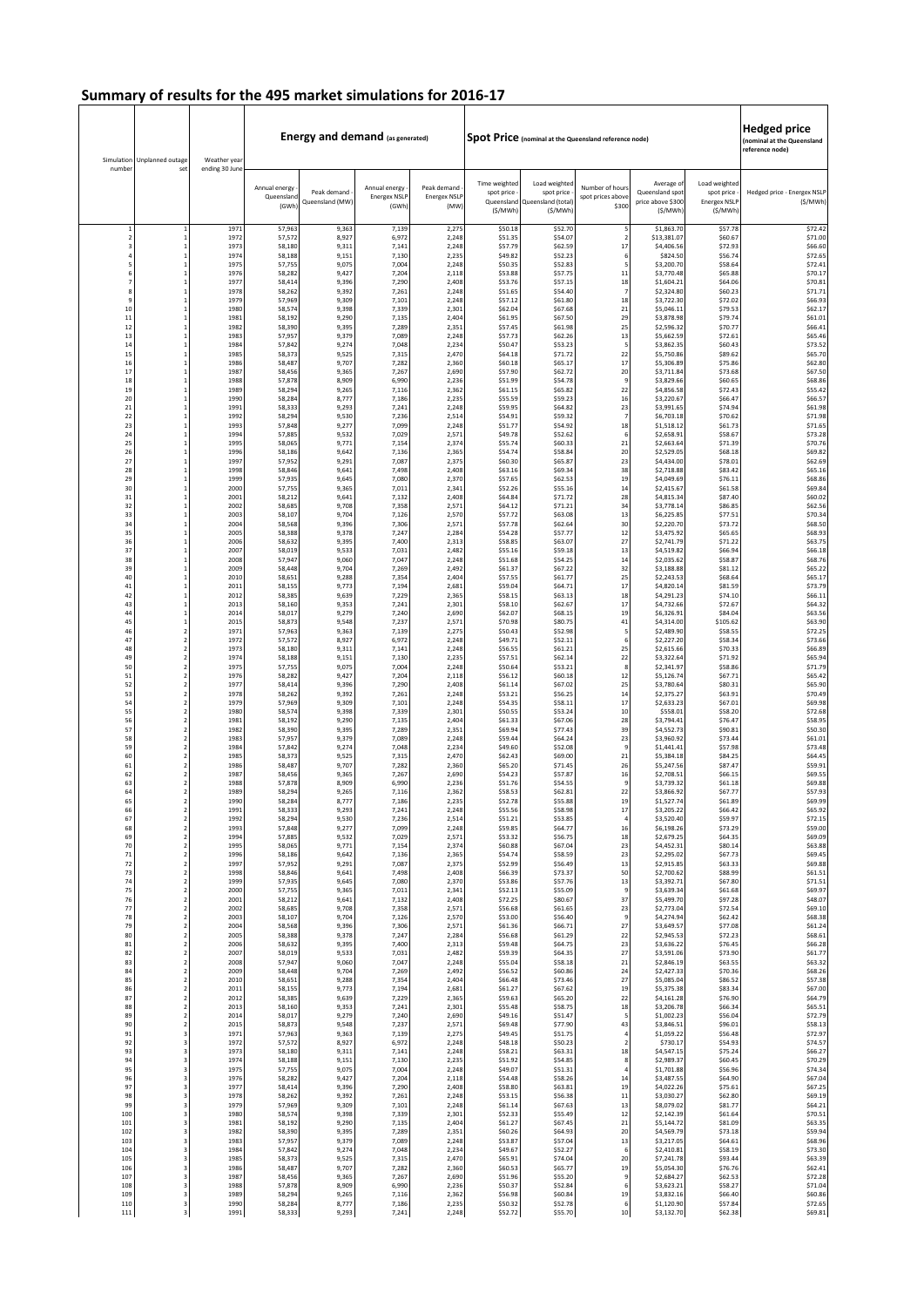# Summary of results for the 495 market simulations for 2016-17

| Simulation number | Unplanned outage set | Weather year ending 30 June | Energy and demand (as generated) | | | | Spot Price (nominal at the Queensland reference node) | | | | | Hedged price (nominal at the Queensland reference node) |
|---|---|---|---|---|---|---|---|---|---|---|---|---|
| | | | Annual energy - Queensland (GWh) | Peak demand - Queensland (MW) | Annual energy - Energex NSLP (GWh) | Peak demand - Energex NSLP (MW) | Time weighted spot price - Queensland ($/MWh) | Load weighted spot price - Queensland (total) ($/MWh) | Number of hours spot prices above $300 | Average of Queensland spot price above $300 ($/MWh) | Load weighted spot price - Energex NSLP ($/MWh) | Hedged price - Energex NSLP ($/MWh) |
| 1 | 1 | 1971 | 57,963 | 9,363 | 7,139 | 2,275 | $50.18 | $52.70 | 5 | $1,863.70 | $57.78 | $72.42 |
| 2 | 1 | 1972 | 57,572 | 8,927 | 6,972 | 2,248 | $51.35 | $54.07 | 2 | $13,381.07 | $60.67 | $71.00 |
| 3 | 1 | 1973 | 58,180 | 9,311 | 7,141 | 2,248 | $57.79 | $62.59 | 17 | $4,406.56 | $72.93 | $66.60 |
| 4 | 1 | 1974 | 58,188 | 9,151 | 7,130 | 2,235 | $49.82 | $52.23 | 6 | $824.50 | $56.74 | $72.65 |
| 5 | 1 | 1975 | 57,755 | 9,075 | 7,004 | 2,248 | $50.35 | $52.83 | 5 | $3,200.70 | $58.64 | $72.41 |
| 6 | 1 | 1976 | 58,282 | 9,427 | 7,204 | 2,118 | $53.88 | $57.75 | 11 | $3,770.48 | $65.88 | $70.17 |
| 7 | 1 | 1977 | 58,414 | 9,396 | 7,290 | 2,408 | $53.76 | $57.15 | 18 | $1,604.21 | $64.06 | $70.81 |
| 8 | 1 | 1978 | 58,262 | 9,392 | 7,261 | 2,248 | $51.65 | $54.40 | 7 | $2,324.80 | $60.23 | $71.71 |
| 9 | 1 | 1979 | 57,969 | 9,309 | 7,101 | 2,248 | $57.12 | $61.80 | 18 | $3,722.30 | $72.02 | $66.93 |
| 10 | 1 | 1980 | 58,574 | 9,398 | 7,339 | 2,301 | $62.04 | $67.68 | 21 | $5,046.11 | $79.53 | $62.17 |
| 11 | 1 | 1981 | 58,192 | 9,290 | 7,135 | 2,404 | $61.95 | $67.50 | 29 | $3,878.98 | $79.74 | $61.01 |
| 12 | 1 | 1982 | 58,390 | 9,395 | 7,289 | 2,351 | $57.45 | $61.98 | 25 | $2,596.32 | $70.77 | $66.41 |
| 13 | 1 | 1983 | 57,957 | 9,379 | 7,089 | 2,248 | $57.73 | $62.26 | 13 | $5,662.59 | $72.61 | $65.46 |
| 14 | 1 | 1984 | 57,842 | 9,274 | 7,048 | 2,234 | $50.47 | $53.23 | 5 | $3,862.35 | $60.43 | $73.52 |
| 15 | 1 | 1985 | 58,373 | 9,525 | 7,315 | 2,470 | $64.18 | $71.72 | 22 | $5,750.86 | $89.62 | $65.70 |
| 16 | 1 | 1986 | 58,487 | 9,707 | 7,282 | 2,360 | $60.18 | $65.17 | 17 | $5,306.89 | $75.86 | $62.80 |
| 17 | 1 | 1987 | 58,456 | 9,365 | 7,267 | 2,690 | $57.90 | $62.72 | 20 | $3,711.84 | $73.68 | $67.50 |
| 18 | 1 | 1988 | 57,878 | 8,909 | 6,990 | 2,236 | $51.99 | $54.78 | 9 | $3,829.66 | $60.65 | $68.86 |
| 19 | 1 | 1989 | 58,294 | 9,265 | 7,116 | 2,362 | $61.15 | $65.82 | 22 | $4,856.58 | $72.43 | $55.42 |
| 20 | 1 | 1990 | 58,284 | 8,777 | 7,186 | 2,235 | $55.59 | $59.23 | 16 | $3,220.67 | $66.47 | $66.57 |
| 21 | 1 | 1991 | 58,333 | 9,293 | 7,241 | 2,248 | $59.95 | $64.82 | 23 | $3,991.65 | $74.94 | $61.98 |
| 22 | 1 | 1992 | 58,294 | 9,530 | 7,236 | 2,514 | $54.91 | $59.32 | 7 | $6,703.18 | $70.62 | $71.98 |
| 23 | 1 | 1993 | 57,848 | 9,277 | 7,099 | 2,248 | $51.77 | $54.92 | 18 | $1,518.12 | $61.73 | $71.65 |
| 24 | 1 | 1994 | 57,885 | 9,532 | 7,029 | 2,571 | $49.78 | $52.62 | 6 | $2,658.91 | $58.67 | $73.28 |
| 25 | 1 | 1995 | 58,065 | 9,771 | 7,154 | 2,374 | $55.74 | $60.33 | 21 | $2,663.64 | $71.39 | $70.76 |
| 26 | 1 | 1996 | 58,186 | 9,642 | 7,136 | 2,365 | $54.74 | $58.84 | 20 | $2,529.05 | $68.18 | $69.82 |
| 27 | 1 | 1997 | 57,952 | 9,291 | 7,087 | 2,375 | $60.30 | $65.87 | 23 | $4,434.00 | $78.01 | $62.69 |
| 28 | 1 | 1998 | 58,846 | 9,641 | 7,498 | 2,408 | $63.16 | $69.34 | 38 | $2,718.88 | $83.42 | $65.16 |
| 29 | 1 | 1999 | 57,935 | 9,645 | 7,080 | 2,370 | $57.65 | $62.53 | 19 | $4,049.69 | $76.11 | $68.86 |
| 30 | 1 | 2000 | 57,755 | 9,365 | 7,011 | 2,341 | $52.26 | $55.16 | 14 | $2,415.67 | $61.58 | $69.84 |
| 31 | 1 | 2001 | 58,212 | 9,641 | 7,132 | 2,408 | $64.84 | $71.72 | 28 | $4,815.34 | $87.40 | $60.02 |
| 32 | 1 | 2002 | 58,685 | 9,708 | 7,358 | 2,571 | $64.12 | $71.21 | 34 | $3,778.14 | $86.85 | $62.56 |
| 33 | 1 | 2003 | 58,107 | 9,704 | 7,126 | 2,570 | $57.72 | $63.08 | 13 | $6,225.85 | $77.51 | $70.34 |
| 34 | 1 | 2004 | 58,568 | 9,396 | 7,306 | 2,571 | $57.78 | $62.64 | 30 | $2,220.70 | $73.72 | $68.50 |
| 35 | 1 | 2005 | 58,388 | 9,378 | 7,247 | 2,284 | $54.28 | $57.77 | 12 | $3,475.92 | $65.65 | $68.93 |
| 36 | 1 | 2006 | 58,632 | 9,395 | 7,400 | 2,313 | $58.85 | $63.07 | 27 | $2,741.79 | $71.22 | $63.75 |
| 37 | 1 | 2007 | 58,019 | 9,533 | 7,031 | 2,482 | $55.16 | $59.18 | 13 | $4,519.82 | $66.94 | $66.18 |
| 38 | 1 | 2008 | 57,947 | 9,060 | 7,047 | 2,248 | $51.68 | $54.25 | 14 | $2,035.62 | $58.87 | $68.76 |
| 39 | 1 | 2009 | 58,448 | 9,704 | 7,269 | 2,492 | $61.37 | $67.22 | 32 | $3,188.88 | $81.12 | $65.22 |
| 40 | 1 | 2010 | 58,651 | 9,288 | 7,354 | 2,404 | $57.55 | $61.77 | 25 | $2,243.53 | $68.64 | $65.17 |
| 41 | 1 | 2011 | 58,155 | 9,773 | 7,194 | 2,681 | $59.04 | $64.71 | 17 | $4,820.14 | $81.59 | $73.79 |
| 42 | 1 | 2012 | 58,385 | 9,639 | 7,229 | 2,365 | $58.15 | $63.13 | 18 | $4,291.23 | $74.10 | $66.11 |
| 43 | 1 | 2013 | 58,160 | 9,353 | 7,241 | 2,301 | $58.10 | $62.67 | 17 | $4,732.66 | $72.67 | $64.32 |
| 44 | 1 | 2014 | 58,017 | 9,279 | 7,240 | 2,690 | $62.07 | $68.15 | 19 | $6,326.91 | $84.04 | $63.56 |
| 45 | 1 | 2015 | 58,873 | 9,548 | 7,237 | 2,571 | $70.98 | $80.75 | 41 | $4,314.00 | $105.62 | $63.90 |
| 46 | 2 | 1971 | 57,963 | 9,363 | 7,139 | 2,275 | $50.43 | $52.98 | 5 | $2,489.90 | $58.55 | $72.25 |
| 47 | 2 | 1972 | 57,572 | 8,927 | 6,972 | 2,248 | $49.71 | $52.11 | 6 | $2,227.20 | $58.34 | $73.66 |
| 48 | 2 | 1973 | 58,180 | 9,311 | 7,141 | 2,248 | $56.55 | $61.21 | 25 | $2,615.66 | $70.33 | $66.89 |
| 49 | 2 | 1974 | 58,188 | 9,151 | 7,130 | 2,235 | $57.51 | $62.14 | 22 | $3,322.64 | $71.92 | $65.94 |
| 50 | 2 | 1975 | 57,755 | 9,075 | 7,004 | 2,248 | $50.64 | $53.21 | 8 | $2,341.97 | $58.86 | $71.79 |
| 51 | 2 | 1976 | 58,282 | 9,427 | 7,204 | 2,118 | $56.12 | $60.18 | 12 | $5,126.74 | $67.71 | $65.42 |
| 52 | 2 | 1977 | 58,414 | 9,396 | 7,290 | 2,408 | $61.14 | $67.02 | 25 | $3,780.64 | $80.31 | $65.90 |
| 53 | 2 | 1978 | 58,262 | 9,392 | 7,261 | 2,248 | $53.21 | $56.25 | 14 | $2,375.27 | $63.91 | $70.49 |
| 54 | 2 | 1979 | 57,969 | 9,309 | 7,101 | 2,248 | $54.35 | $58.11 | 17 | $2,633.23 | $67.01 | $69.98 |
| 55 | 2 | 1980 | 58,574 | 9,398 | 7,339 | 2,301 | $50.55 | $53.24 | 10 | $558.01 | $58.20 | $72.68 |
| 56 | 2 | 1981 | 58,192 | 9,290 | 7,135 | 2,404 | $61.33 | $67.06 | 28 | $3,794.41 | $76.47 | $58.95 |
| 57 | 2 | 1982 | 58,390 | 9,395 | 7,289 | 2,351 | $69.94 | $77.43 | 39 | $4,552.73 | $90.81 | $50.30 |
| 58 | 2 | 1983 | 57,957 | 9,379 | 7,089 | 2,248 | $59.44 | $64.24 | 23 | $3,960.92 | $73.44 | $61.01 |
| 59 | 2 | 1984 | 57,842 | 9,274 | 7,048 | 2,234 | $49.60 | $52.08 | 9 | $1,441.41 | $57.98 | $73.48 |
| 60 | 2 | 1985 | 58,373 | 9,525 | 7,315 | 2,470 | $62.43 | $69.00 | 21 | $5,384.18 | $84.25 | $64.45 |
| 61 | 2 | 1986 | 58,487 | 9,707 | 7,282 | 2,360 | $65.20 | $71.45 | 26 | $5,247.56 | $87.47 | $59.91 |
| 62 | 2 | 1987 | 58,456 | 9,365 | 7,267 | 2,690 | $54.23 | $57.87 | 16 | $2,708.51 | $66.15 | $69.55 |
| 63 | 2 | 1988 | 57,878 | 8,909 | 6,990 | 2,236 | $51.76 | $54.55 | 9 | $3,739.32 | $61.18 | $69.88 |
| 64 | 2 | 1989 | 58,294 | 9,265 | 7,116 | 2,362 | $58.53 | $62.81 | 22 | $3,866.92 | $67.77 | $57.93 |
| 65 | 2 | 1990 | 58,284 | 8,777 | 7,186 | 2,235 | $52.78 | $55.88 | 19 | $1,527.74 | $61.89 | $69.99 |
| 66 | 2 | 1991 | 58,333 | 9,293 | 7,241 | 2,248 | $55.56 | $58.98 | 17 | $3,205.22 | $66.42 | $65.92 |
| 67 | 2 | 1992 | 58,294 | 9,530 | 7,236 | 2,514 | $51.21 | $53.85 | 4 | $3,520.40 | $59.97 | $72.15 |
| 68 | 2 | 1993 | 57,848 | 9,277 | 7,099 | 2,248 | $59.85 | $64.77 | 16 | $6,198.26 | $73.29 | $59.00 |
| 69 | 2 | 1994 | 57,885 | 9,532 | 7,029 | 2,571 | $53.32 | $56.75 | 18 | $2,679.25 | $64.35 | $69.09 |
| 70 | 2 | 1995 | 58,065 | 9,771 | 7,154 | 2,374 | $60.88 | $67.04 | 23 | $4,452.31 | $80.14 | $63.88 |
| 71 | 2 | 1996 | 58,186 | 9,642 | 7,136 | 2,365 | $54.74 | $58.59 | 23 | $2,295.02 | $67.73 | $69.45 |
| 72 | 2 | 1997 | 57,952 | 9,291 | 7,087 | 2,375 | $52.99 | $56.49 | 13 | $2,915.85 | $63.33 | $69.88 |
| 73 | 2 | 1998 | 58,846 | 9,641 | 7,498 | 2,408 | $66.39 | $73.37 | 50 | $2,700.62 | $88.99 | $61.51 |
| 74 | 2 | 1999 | 57,935 | 9,645 | 7,080 | 2,370 | $53.86 | $57.76 | 13 | $3,392.71 | $67.80 | $71.51 |
| 75 | 2 | 2000 | 57,755 | 9,365 | 7,011 | 2,341 | $52.13 | $55.09 | 9 | $3,639.34 | $61.68 | $69.97 |
| 76 | 2 | 2001 | 58,212 | 9,641 | 7,132 | 2,408 | $72.25 | $80.67 | 37 | $5,499.70 | $97.28 | $48.07 |
| 77 | 2 | 2002 | 58,685 | 9,708 | 7,358 | 2,571 | $56.68 | $61.65 | 23 | $2,773.04 | $72.54 | $69.10 |
| 78 | 2 | 2003 | 58,107 | 9,704 | 7,126 | 2,570 | $53.00 | $56.40 | 9 | $4,274.94 | $62.42 | $68.38 |
| 79 | 2 | 2004 | 58,568 | 9,396 | 7,306 | 2,571 | $61.36 | $66.71 | 27 | $3,649.57 | $77.08 | $61.24 |
| 80 | 2 | 2005 | 58,388 | 9,378 | 7,247 | 2,284 | $56.68 | $61.29 | 22 | $2,945.53 | $72.23 | $68.61 |
| 81 | 2 | 2006 | 58,632 | 9,395 | 7,400 | 2,313 | $59.48 | $64.75 | 23 | $3,636.22 | $76.45 | $66.28 |
| 82 | 2 | 2007 | 58,019 | 9,533 | 7,031 | 2,482 | $59.39 | $64.35 | 27 | $3,591.06 | $73.90 | $61.77 |
| 83 | 2 | 2008 | 57,947 | 9,060 | 7,047 | 2,248 | $55.04 | $58.18 | 21 | $2,846.19 | $63.55 | $63.32 |
| 84 | 2 | 2009 | 58,448 | 9,704 | 7,269 | 2,492 | $56.52 | $60.86 | 24 | $2,427.33 | $70.36 | $68.26 |
| 85 | 2 | 2010 | 58,651 | 9,288 | 7,354 | 2,404 | $66.48 | $73.46 | 27 | $5,085.04 | $86.52 | $57.38 |
| 86 | 2 | 2011 | 58,155 | 9,773 | 7,194 | 2,681 | $61.27 | $67.62 | 19 | $5,375.38 | $83.34 | $67.00 |
| 87 | 2 | 2012 | 58,385 | 9,639 | 7,229 | 2,365 | $59.63 | $65.20 | 22 | $4,161.28 | $76.90 | $64.79 |
| 88 | 2 | 2013 | 58,160 | 9,353 | 7,241 | 2,301 | $55.48 | $58.75 | 18 | $3,206.78 | $66.34 | $65.51 |
| 89 | 2 | 2014 | 58,017 | 9,279 | 7,240 | 2,690 | $49.16 | $51.47 | 5 | $1,002.23 | $56.04 | $72.79 |
| 90 | 2 | 2015 | 58,873 | 9,548 | 7,237 | 2,571 | $69.48 | $77.90 | 43 | $3,846.51 | $96.01 | $58.13 |
| 91 | 3 | 1971 | 57,963 | 9,363 | 7,139 | 2,275 | $49.45 | $51.75 | 4 | $1,059.22 | $56.48 | $72.97 |
| 92 | 3 | 1972 | 57,572 | 8,927 | 6,972 | 2,248 | $48.18 | $50.23 | 2 | $730.17 | $54.93 | $74.57 |
| 93 | 3 | 1973 | 58,180 | 9,311 | 7,141 | 2,248 | $58.21 | $63.31 | 18 | $4,547.15 | $75.24 | $66.27 |
| 94 | 3 | 1974 | 58,188 | 9,151 | 7,130 | 2,235 | $51.92 | $54.85 | 8 | $2,989.37 | $60.45 | $70.29 |
| 95 | 3 | 1975 | 57,755 | 9,075 | 7,004 | 2,248 | $49.07 | $51.31 | 4 | $1,701.88 | $56.96 | $74.34 |
| 96 | 3 | 1976 | 58,282 | 9,427 | 7,204 | 2,118 | $54.48 | $58.26 | 14 | $3,487.55 | $64.90 | $67.04 |
| 97 | 3 | 1977 | 58,414 | 9,396 | 7,290 | 2,408 | $58.80 | $63.81 | 19 | $4,022.26 | $75.61 | $67.25 |
| 98 | 3 | 1978 | 58,262 | 9,392 | 7,261 | 2,248 | $53.15 | $56.38 | 11 | $3,030.27 | $62.80 | $69.19 |
| 99 | 3 | 1979 | 57,969 | 9,309 | 7,101 | 2,248 | $61.14 | $67.63 | 13 | $8,079.02 | $81.77 | $64.21 |
| 100 | 3 | 1980 | 58,574 | 9,398 | 7,339 | 2,301 | $52.33 | $55.49 | 12 | $2,142.39 | $61.64 | $70.51 |
| 101 | 3 | 1981 | 58,192 | 9,290 | 7,135 | 2,404 | $61.27 | $67.45 | 21 | $5,144.72 | $81.09 | $63.35 |
| 102 | 3 | 1982 | 58,390 | 9,395 | 7,289 | 2,351 | $60.26 | $64.93 | 20 | $4,569.79 | $73.18 | $59.94 |
| 103 | 3 | 1983 | 57,957 | 9,379 | 7,089 | 2,248 | $53.87 | $57.04 | 13 | $3,217.05 | $64.61 | $68.96 |
| 104 | 3 | 1984 | 57,842 | 9,274 | 7,048 | 2,234 | $49.67 | $52.27 | 6 | $2,410.81 | $58.19 | $73.30 |
| 105 | 3 | 1985 | 58,373 | 9,525 | 7,315 | 2,470 | $65.91 | $74.04 | 20 | $7,241.78 | $93.44 | $63.39 |
| 106 | 3 | 1986 | 58,487 | 9,707 | 7,282 | 2,360 | $60.53 | $65.77 | 19 | $5,054.30 | $76.76 | $62.41 |
| 107 | 3 | 1987 | 58,456 | 9,365 | 7,267 | 2,690 | $51.96 | $55.20 | 9 | $2,684.27 | $62.53 | $72.28 |
| 108 | 3 | 1988 | 57,878 | 8,909 | 6,990 | 2,236 | $50.37 | $52.84 | 6 | $3,623.21 | $58.27 | $71.04 |
| 109 | 3 | 1989 | 58,294 | 9,265 | 7,116 | 2,362 | $56.98 | $60.84 | 19 | $3,832.16 | $66.40 | $60.86 |
| 110 | 3 | 1990 | 58,284 | 8,777 | 7,186 | 2,235 | $50.32 | $52.78 | 6 | $1,120.90 | $57.84 | $72.65 |
| 111 | 3 | 1991 | 58,333 | 9,293 | 7,241 | 2,248 | $52.72 | $55.70 | 10 | $3,132.70 | $62.38 | $69.81 |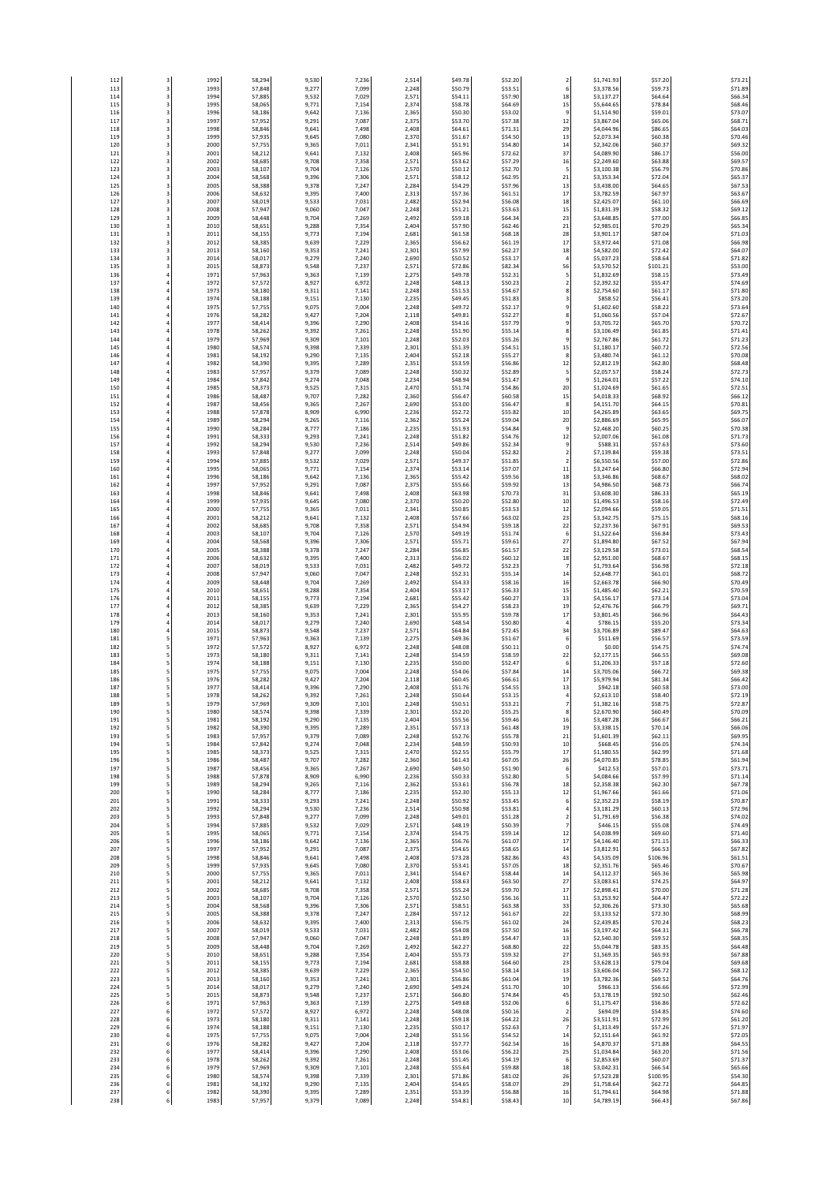| 112 | 3 | 1992 | 58,294 | 9,530 | 7,236 | 2,514 | $49.78 | $52.20 | 2 | $1,741.93 | $57.20 | $73.21 |
|---|---|---|---|---|---|---|---|---|---|---|---|---|
| 113 | 3 | 1993 | 57,848 | 9,277 | 7,099 | 2,248 | $50.79 | $53.51 | 6 | $3,378.56 | $59.73 | $71.89 |
| 114 | 3 | 1994 | 57,885 | 9,532 | 7,029 | 2,571 | $54.11 | $57.90 | 18 | $3,137.27 | $64.64 | $66.34 |
| 115 | 3 | 1995 | 58,065 | 9,771 | 7,154 | 2,374 | $58.78 | $64.69 | 15 | $5,644.65 | $78.84 | $68.46 |
| 116 | 3 | 1996 | 58,186 | 9,642 | 7,136 | 2,365 | $50.30 | $53.02 | 9 | $1,514.90 | $59.01 | $73.07 |
| 117 | 3 | 1997 | 57,952 | 9,291 | 7,087 | 2,375 | $53.70 | $57.38 | 12 | $3,867.04 | $65.06 | $68.71 |
| 118 | 3 | 1998 | 58,846 | 9,641 | 7,498 | 2,408 | $64.61 | $71.31 | 29 | $4,044.96 | $86.65 | $64.03 |
| 119 | 3 | 1999 | 57,935 | 9,645 | 7,080 | 2,370 | $51.67 | $54.50 | 13 | $2,073.34 | $60.38 | $70.46 |
| 120 | 3 | 2000 | 57,755 | 9,365 | 7,011 | 2,341 | $51.91 | $54.80 | 14 | $2,342.06 | $60.37 | $69.32 |
| 121 | 3 | 2001 | 58,212 | 9,641 | 7,132 | 2,408 | $65.96 | $72.62 | 37 | $4,089.90 | $86.17 | $56.00 |
| 122 | 3 | 2002 | 58,685 | 9,708 | 7,358 | 2,571 | $53.62 | $57.29 | 16 | $2,249.60 | $63.88 | $69.57 |
| 123 | 3 | 2003 | 58,107 | 9,704 | 7,126 | 2,570 | $50.12 | $52.70 | 5 | $3,100.38 | $56.79 | $70.86 |
| 124 | 3 | 2004 | 58,568 | 9,396 | 7,306 | 2,571 | $58.12 | $62.95 | 21 | $3,353.34 | $72.04 | $65.37 |
| 125 | 3 | 2005 | 58,388 | 9,378 | 7,247 | 2,284 | $54.29 | $57.96 | 13 | $3,438.00 | $64.65 | $67.53 |
| 126 | 3 | 2006 | 58,632 | 9,395 | 7,400 | 2,313 | $57.36 | $61.51 | 17 | $3,782.59 | $67.97 | $63.67 |
| 127 | 3 | 2007 | 58,019 | 9,533 | 7,031 | 2,482 | $52.94 | $56.08 | 18 | $2,425.07 | $61.10 | $66.69 |
| 128 | 3 | 2008 | 57,947 | 9,060 | 7,047 | 2,248 | $51.21 | $53.63 | 15 | $1,831.39 | $58.32 | $69.12 |
| 129 | 3 | 2009 | 58,448 | 9,704 | 7,269 | 2,492 | $59.18 | $64.34 | 23 | $3,648.85 | $77.00 | $66.85 |
| 130 | 3 | 2010 | 58,651 | 9,288 | 7,354 | 2,404 | $57.90 | $62.46 | 21 | $2,985.01 | $70.29 | $65.34 |
| 131 | 3 | 2011 | 58,155 | 9,773 | 7,194 | 2,681 | $61.58 | $68.18 | 28 | $3,901.17 | $87.04 | $71.03 |
| 132 | 3 | 2012 | 58,385 | 9,639 | 7,229 | 2,365 | $56.62 | $61.19 | 17 | $3,972.44 | $71.08 | $66.98 |
| 133 | 3 | 2013 | 58,160 | 9,353 | 7,241 | 2,301 | $57.99 | $62.27 | 18 | $4,582.00 | $72.42 | $64.07 |
| 134 | 3 | 2014 | 58,017 | 9,279 | 7,240 | 2,690 | $50.52 | $53.17 | 4 | $5,037.23 | $58.64 | $71.82 |
| 135 | 3 | 2015 | 58,873 | 9,548 | 7,237 | 2,571 | $72.86 | $82.34 | 56 | $3,570.52 | $101.21 | $53.00 |
| 136 | 4 | 1971 | 57,963 | 9,363 | 7,139 | 2,275 | $49.78 | $52.31 | 5 | $1,832.69 | $58.15 | $73.49 |
| 137 | 4 | 1972 | 57,572 | 8,927 | 6,972 | 2,248 | $48.13 | $50.23 | 2 | $2,392.32 | $55.47 | $74.69 |
| 138 | 4 | 1973 | 58,180 | 9,311 | 7,141 | 2,248 | $51.53 | $54.67 | 8 | $2,754.60 | $61.17 | $71.80 |
| 139 | 4 | 1974 | 58,188 | 9,151 | 7,130 | 2,235 | $49.45 | $51.83 | 3 | $858.52 | $56.41 | $73.20 |
| 140 | 4 | 1975 | 57,755 | 9,075 | 7,004 | 2,248 | $49.72 | $52.17 | 9 | $1,602.60 | $58.22 | $73.64 |
| 141 | 4 | 1976 | 58,282 | 9,427 | 7,204 | 2,118 | $49.81 | $52.27 | 8 | $1,060.56 | $57.04 | $72.67 |
| 142 | 4 | 1977 | 58,414 | 9,396 | 7,290 | 2,408 | $54.16 | $57.79 | 9 | $3,705.72 | $65.70 | $70.72 |
| 143 | 4 | 1978 | 58,262 | 9,392 | 7,261 | 2,248 | $51.90 | $55.14 | 8 | $3,106.49 | $61.85 | $71.41 |
| 144 | 4 | 1979 | 57,969 | 9,309 | 7,101 | 2,248 | $52.03 | $55.26 | 9 | $2,767.86 | $61.72 | $71.23 |
| 145 | 4 | 1980 | 58,574 | 9,398 | 7,339 | 2,301 | $51.39 | $54.51 | 15 | $1,180.17 | $60.72 | $72.56 |
| 146 | 4 | 1981 | 58,192 | 9,290 | 7,135 | 2,404 | $52.18 | $55.27 | 8 | $3,480.74 | $61.12 | $70.08 |
| 147 | 4 | 1982 | 58,390 | 9,395 | 7,289 | 2,351 | $53.59 | $56.86 | 12 | $2,812.19 | $62.80 | $68.48 |
| 148 | 4 | 1983 | 57,957 | 9,379 | 7,089 | 2,248 | $50.32 | $52.89 | 5 | $2,057.57 | $58.24 | $72.73 |
| 149 | 4 | 1984 | 57,842 | 9,274 | 7,048 | 2,234 | $48.94 | $51.47 | 9 | $1,264.01 | $57.22 | $74.10 |
| 150 | 4 | 1985 | 58,373 | 9,525 | 7,315 | 2,470 | $51.74 | $54.86 | 20 | $1,024.69 | $61.65 | $72.51 |
| 151 | 4 | 1986 | 58,487 | 9,707 | 7,282 | 2,360 | $56.47 | $60.58 | 15 | $4,018.33 | $68.92 | $66.12 |
| 152 | 4 | 1987 | 58,456 | 9,365 | 7,267 | 2,690 | $53.00 | $56.47 | 8 | $4,151.70 | $64.15 | $70.81 |
| 153 | 4 | 1988 | 57,878 | 8,909 | 6,990 | 2,236 | $52.72 | $55.82 | 10 | $4,265.89 | $63.65 | $69.75 |
| 154 | 4 | 1989 | 58,294 | 9,265 | 7,116 | 2,362 | $55.24 | $59.04 | 20 | $2,886.69 | $65.95 | $66.07 |
| 155 | 4 | 1990 | 58,284 | 8,777 | 7,186 | 2,235 | $51.93 | $54.84 | 9 | $2,468.20 | $60.25 | $70.38 |
| 156 | 4 | 1991 | 58,333 | 9,293 | 7,241 | 2,248 | $51.82 | $54.76 | 12 | $2,007.06 | $61.08 | $71.73 |
| 157 | 4 | 1992 | 58,294 | 9,530 | 7,236 | 2,514 | $49.86 | $52.34 | 9 | $588.31 | $57.63 | $73.60 |
| 158 | 4 | 1993 | 57,848 | 9,277 | 7,099 | 2,248 | $50.04 | $52.82 | 2 | $7,139.84 | $59.38 | $73.51 |
| 159 | 4 | 1994 | 57,885 | 9,532 | 7,029 | 2,571 | $49.37 | $51.85 | 2 | $6,550.56 | $57.00 | $72.86 |
| 160 | 4 | 1995 | 58,065 | 9,771 | 7,154 | 2,374 | $53.14 | $57.07 | 11 | $3,247.64 | $66.80 | $72.94 |
| 161 | 4 | 1996 | 58,186 | 9,642 | 7,136 | 2,365 | $55.42 | $59.56 | 18 | $3,346.86 | $68.67 | $68.02 |
| 162 | 4 | 1997 | 57,952 | 9,291 | 7,087 | 2,375 | $55.66 | $59.92 | 13 | $4,986.50 | $68.73 | $66.74 |
| 163 | 4 | 1998 | 58,846 | 9,641 | 7,498 | 2,408 | $63.98 | $70.73 | 31 | $3,608.30 | $86.33 | $65.19 |
| 164 | 4 | 1999 | 57,935 | 9,645 | 7,080 | 2,370 | $50.20 | $52.80 | 10 | $1,496.53 | $58.16 | $72.49 |
| 165 | 4 | 2000 | 57,755 | 9,365 | 7,011 | 2,341 | $50.85 | $53.53 | 12 | $2,094.66 | $59.05 | $71.51 |
| 166 | 4 | 2001 | 58,212 | 9,641 | 7,132 | 2,408 | $57.66 | $63.02 | 23 | $3,342.75 | $75.15 | $68.16 |
| 167 | 4 | 2002 | 58,685 | 9,708 | 7,358 | 2,571 | $54.94 | $59.18 | 22 | $2,237.36 | $67.91 | $69.53 |
| 168 | 4 | 2003 | 58,107 | 9,704 | 7,126 | 2,570 | $49.19 | $51.74 | 6 | $1,522.64 | $56.84 | $73.43 |
| 169 | 4 | 2004 | 58,568 | 9,396 | 7,306 | 2,571 | $55.71 | $59.61 | 27 | $1,894.80 | $67.52 | $67.94 |
| 170 | 4 | 2005 | 58,388 | 9,378 | 7,247 | 2,284 | $56.85 | $61.57 | 22 | $3,129.58 | $73.01 | $68.54 |
| 171 | 4 | 2006 | 58,632 | 9,395 | 7,400 | 2,313 | $56.02 | $60.12 | 18 | $2,951.00 | $68.67 | $68.15 |
| 172 | 4 | 2007 | 58,019 | 9,533 | 7,031 | 2,482 | $49.72 | $52.23 | 7 | $1,793.64 | $56.98 | $72.18 |
| 173 | 4 | 2008 | 57,947 | 9,060 | 7,047 | 2,248 | $52.31 | $55.14 | 14 | $2,648.77 | $61.01 | $68.72 |
| 174 | 4 | 2009 | 58,448 | 9,704 | 7,269 | 2,492 | $54.33 | $58.16 | 16 | $2,663.78 | $66.90 | $70.49 |
| 175 | 4 | 2010 | 58,651 | 9,288 | 7,354 | 2,404 | $53.17 | $56.33 | 15 | $1,485.40 | $62.21 | $70.59 |
| 176 | 4 | 2011 | 58,155 | 9,773 | 7,194 | 2,681 | $55.42 | $60.27 | 13 | $4,156.17 | $73.14 | $73.04 |
| 177 | 4 | 2012 | 58,385 | 9,639 | 7,229 | 2,365 | $54.27 | $58.23 | 19 | $2,476.56 | $66.79 | $69.71 |
| 178 | 4 | 2013 | 58,160 | 9,353 | 7,241 | 2,301 | $55.95 | $59.78 | 17 | $3,801.45 | $66.96 | $64.43 |
| 179 | 4 | 2014 | 58,017 | 9,279 | 7,240 | 2,690 | $48.54 | $50.80 | 4 | $786.15 | $55.20 | $73.34 |
| 180 | 4 | 2015 | 58,873 | 9,548 | 7,237 | 2,571 | $64.84 | $72.45 | 34 | $3,706.89 | $89.47 | $64.63 |
| 181 | 5 | 1971 | 57,963 | 9,363 | 7,139 | 2,275 | $49.36 | $51.67 | 6 | $511.69 | $56.57 | $73.59 |
| 182 | 5 | 1972 | 57,572 | 8,927 | 6,972 | 2,248 | $48.08 | $50.11 | 0 | $0.00 | $54.75 | $74.74 |
| 183 | 5 | 1973 | 58,180 | 9,311 | 7,141 | 2,248 | $54.59 | $58.59 | 22 | $2,177.15 | $66.55 | $69.08 |
| 184 | 5 | 1974 | 58,188 | 9,151 | 7,130 | 2,235 | $50.00 | $52.47 | 6 | $1,206.33 | $57.18 | $72.60 |
| 185 | 5 | 1975 | 57,755 | 9,075 | 7,004 | 2,248 | $54.06 | $57.84 | 14 | $3,705.06 | $66.72 | $69.38 |
| 186 | 5 | 1976 | 58,282 | 9,427 | 7,204 | 2,118 | $60.45 | $66.61 | 17 | $5,979.94 | $81.34 | $66.42 |
| 187 | 5 | 1977 | 58,414 | 9,396 | 7,290 | 2,408 | $51.76 | $54.55 | 13 | $942.18 | $60.58 | $73.00 |
| 188 | 5 | 1978 | 58,262 | 9,392 | 7,261 | 2,248 | $50.64 | $53.15 | 4 | $2,613.10 | $58.40 | $72.19 |
| 189 | 5 | 1979 | 57,969 | 9,309 | 7,101 | 2,248 | $50.51 | $53.21 | 7 | $1,382.16 | $58.75 | $72.87 |
| 190 | 5 | 1980 | 58,574 | 9,398 | 7,339 | 2,301 | $52.20 | $55.25 | 8 | $2,670.90 | $60.49 | $70.09 |
| 191 | 5 | 1981 | 58,192 | 9,290 | 7,135 | 2,404 | $55.56 | $59.46 | 16 | $3,487.28 | $66.67 | $66.21 |
| 192 | 5 | 1982 | 58,390 | 9,395 | 7,289 | 2,351 | $57.13 | $61.48 | 19 | $3,338.15 | $70.14 | $66.06 |
| 193 | 5 | 1983 | 57,957 | 9,379 | 7,089 | 2,248 | $52.76 | $55.78 | 21 | $1,601.39 | $62.11 | $69.95 |
| 194 | 5 | 1984 | 57,842 | 9,274 | 7,048 | 2,234 | $48.59 | $50.93 | 10 | $668.45 | $56.05 | $74.34 |
| 195 | 5 | 1985 | 58,373 | 9,525 | 7,315 | 2,470 | $52.55 | $55.79 | 17 | $1,580.55 | $62.99 | $71.68 |
| 196 | 5 | 1986 | 58,487 | 9,707 | 7,282 | 2,360 | $61.43 | $67.05 | 26 | $4,070.85 | $78.85 | $61.94 |
| 197 | 5 | 1987 | 58,456 | 9,365 | 7,267 | 2,690 | $49.50 | $51.90 | 6 | $412.53 | $57.01 | $73.71 |
| 198 | 5 | 1988 | 57,878 | 8,909 | 6,990 | 2,236 | $50.33 | $52.80 | 5 | $4,084.66 | $57.99 | $71.14 |
| 199 | 5 | 1989 | 58,294 | 9,265 | 7,116 | 2,362 | $53.61 | $56.78 | 18 | $2,358.38 | $62.30 | $67.78 |
| 200 | 5 | 1990 | 58,284 | 8,777 | 7,186 | 2,235 | $52.30 | $55.13 | 12 | $1,967.66 | $61.66 | $71.06 |
| 201 | 5 | 1991 | 58,333 | 9,293 | 7,241 | 2,248 | $50.92 | $53.45 | 6 | $2,352.23 | $58.19 | $70.87 |
| 202 | 5 | 1992 | 58,294 | 9,530 | 7,236 | 2,514 | $50.98 | $53.81 | 4 | $3,181.29 | $60.13 | $72.96 |
| 203 | 5 | 1993 | 57,848 | 9,277 | 7,099 | 2,248 | $49.01 | $51.28 | 2 | $1,791.69 | $56.38 | $74.02 |
| 204 | 5 | 1994 | 57,885 | 9,532 | 7,029 | 2,571 | $48.19 | $50.39 | 7 | $446.15 | $55.08 | $74.49 |
| 205 | 5 | 1995 | 58,065 | 9,771 | 7,154 | 2,374 | $54.75 | $59.14 | 12 | $4,038.99 | $69.60 | $71.40 |
| 206 | 5 | 1996 | 58,186 | 9,642 | 7,136 | 2,365 | $56.76 | $61.07 | 17 | $4,146.40 | $71.15 | $66.33 |
| 207 | 5 | 1997 | 57,952 | 9,291 | 7,087 | 2,375 | $54.65 | $58.65 | 14 | $3,812.91 | $66.53 | $67.82 |
| 208 | 5 | 1998 | 58,846 | 9,641 | 7,498 | 2,408 | $73.28 | $82.86 | 43 | $4,535.09 | $106.96 | $61.51 |
| 209 | 5 | 1999 | 57,935 | 9,645 | 7,080 | 2,370 | $53.41 | $57.05 | 18 | $2,351.76 | $65.46 | $70.67 |
| 210 | 5 | 2000 | 57,755 | 9,365 | 7,011 | 2,341 | $54.67 | $58.44 | 14 | $4,112.37 | $65.36 | $65.98 |
| 211 | 5 | 2001 | 58,212 | 9,641 | 7,132 | 2,408 | $58.63 | $63.50 | 27 | $3,083.61 | $74.25 | $64.97 |
| 212 | 5 | 2002 | 58,685 | 9,708 | 7,358 | 2,571 | $55.24 | $59.70 | 17 | $2,898.41 | $70.00 | $71.28 |
| 213 | 5 | 2003 | 58,107 | 9,704 | 7,126 | 2,570 | $52.50 | $56.16 | 11 | $3,253.92 | $64.47 | $72.22 |
| 214 | 5 | 2004 | 58,568 | 9,396 | 7,306 | 2,571 | $58.51 | $63.38 | 33 | $2,306.26 | $73.30 | $65.68 |
| 215 | 5 | 2005 | 58,388 | 9,378 | 7,247 | 2,284 | $57.12 | $61.67 | 22 | $3,133.52 | $72.30 | $68.99 |
| 216 | 5 | 2006 | 58,632 | 9,395 | 7,400 | 2,313 | $56.75 | $61.02 | 24 | $2,439.85 | $70.24 | $68.23 |
| 217 | 5 | 2007 | 58,019 | 9,533 | 7,031 | 2,482 | $54.08 | $57.50 | 16 | $3,197.42 | $64.31 | $66.78 |
| 218 | 5 | 2008 | 57,947 | 9,060 | 7,047 | 2,248 | $51.89 | $54.47 | 13 | $2,540.30 | $59.52 | $68.35 |
| 219 | 5 | 2009 | 58,448 | 9,704 | 7,269 | 2,492 | $62.27 | $68.80 | 22 | $5,044.78 | $83.35 | $64.48 |
| 220 | 5 | 2010 | 58,651 | 9,288 | 7,354 | 2,404 | $55.73 | $59.32 | 27 | $1,569.35 | $65.93 | $67.88 |
| 221 | 5 | 2011 | 58,155 | 9,773 | 7,194 | 2,681 | $59.88 | $64.60 | 23 | $3,628.13 | $79.04 | $69.68 |
| 222 | 5 | 2012 | 58,385 | 9,639 | 7,229 | 2,365 | $54.50 | $58.14 | 13 | $3,606.04 | $65.72 | $68.12 |
| 223 | 5 | 2013 | 58,160 | 9,353 | 7,241 | 2,301 | $56.86 | $61.04 | 19 | $3,782.36 | $69.52 | $64.76 |
| 224 | 5 | 2014 | 58,017 | 9,279 | 7,240 | 2,690 | $49.24 | $51.70 | 10 | $966.13 | $56.66 | $72.99 |
| 225 | 5 | 2015 | 58,873 | 9,548 | 7,237 | 2,571 | $66.80 | $74.84 | 45 | $3,178.19 | $92.50 | $62.46 |
| 226 | 6 | 1971 | 57,963 | 9,363 | 7,139 | 2,275 | $49.68 | $52.06 | 6 | $1,175.47 | $56.86 | $72.62 |
| 227 | 6 | 1972 | 57,572 | 8,927 | 6,972 | 2,248 | $48.08 | $50.16 | 2 | $694.09 | $54.85 | $74.60 |
| 228 | 6 | 1973 | 58,180 | 9,311 | 7,141 | 2,248 | $59.18 | $64.22 | 26 | $3,511.91 | $72.99 | $61.20 |
| 229 | 6 | 1974 | 58,188 | 9,151 | 7,130 | 2,235 | $50.17 | $52.63 | 7 | $1,313.49 | $57.26 | $71.97 |
| 230 | 6 | 1975 | 57,755 | 9,075 | 7,004 | 2,248 | $51.56 | $54.52 | 14 | $2,151.64 | $61.92 | $72.05 |
| 231 | 6 | 1976 | 58,282 | 9,427 | 7,204 | 2,118 | $57.77 | $62.54 | 16 | $4,870.37 | $71.88 | $64.55 |
| 232 | 6 | 1977 | 58,414 | 9,396 | 7,290 | 2,408 | $53.06 | $56.22 | 25 | $1,034.84 | $63.20 | $71.56 |
| 233 | 6 | 1978 | 58,262 | 9,392 | 7,261 | 2,248 | $51.45 | $54.19 | 6 | $2,853.69 | $60.07 | $71.37 |
| 234 | 6 | 1979 | 57,969 | 9,309 | 7,101 | 2,248 | $55.64 | $59.88 | 18 | $3,042.31 | $66.54 | $65.66 |
| 235 | 6 | 1980 | 58,574 | 9,398 | 7,339 | 2,301 | $71.86 | $81.02 | 26 | $7,523.28 | $100.95 | $54.30 |
| 236 | 6 | 1981 | 58,192 | 9,290 | 7,135 | 2,404 | $54.65 | $58.07 | 29 | $1,758.64 | $62.72 | $64.85 |
| 237 | 6 | 1982 | 58,390 | 9,395 | 7,289 | 2,351 | $53.39 | $56.88 | 16 | $1,794.61 | $64.98 | $71.88 |
| 238 | 6 | 1983 | 57,957 | 9,379 | 7,089 | 2,248 | $54.81 | $58.43 | 10 | $4,789.19 | $66.43 | $67.86 |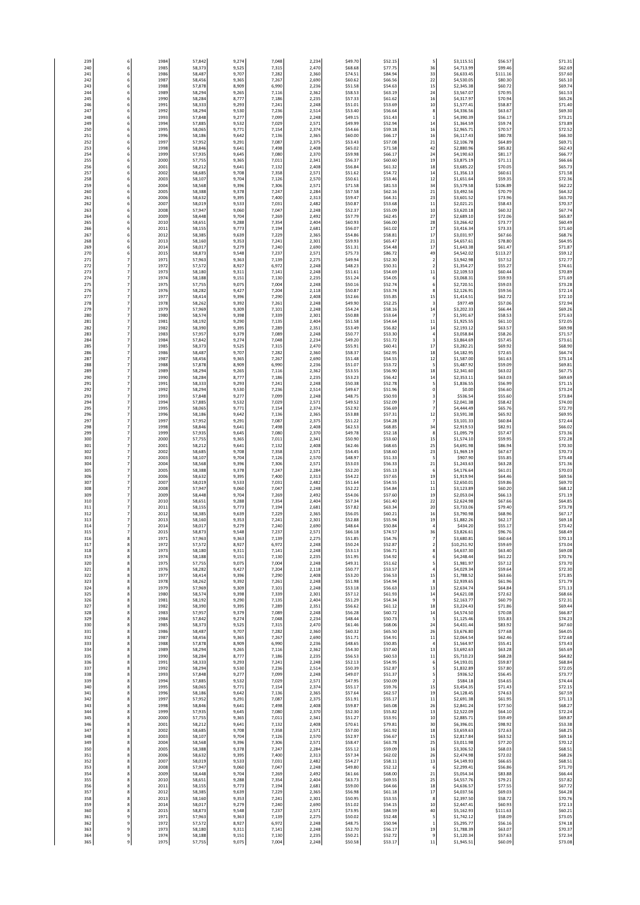| | | | | | | | | | | | | |
|---|---|---|---|---|---|---|---|---|---|---|---|---|
| 239 | 6 | 1984 | 57,842 | 9,274 | 7,048 | 2,234 | $49.70 | $52.15 | 5 | $3,115.51 | $56.57 | $71.31 |
| 240 | 6 | 1985 | 58,373 | 9,525 | 7,315 | 2,470 | $68.68 | $77.75 | 36 | $4,713.99 | $99.46 | $62.69 |
| 241 | 6 | 1986 | 58,487 | 9,707 | 7,282 | 2,360 | $74.51 | $84.94 | 33 | $6,633.45 | $111.16 | $57.60 |
| 242 | 6 | 1987 | 58,456 | 9,365 | 7,267 | 2,690 | $60.62 | $66.56 | 22 | $4,530.05 | $80.30 | $65.10 |
| 243 | 6 | 1988 | 57,878 | 8,909 | 6,990 | 2,236 | $51.58 | $54.63 | 15 | $2,345.38 | $60.72 | $69.74 |
| 244 | 6 | 1989 | 58,294 | 9,265 | 7,116 | 2,362 | $58.53 | $63.19 | 24 | $3,567.07 | $70.95 | $61.53 |
| 245 | 6 | 1990 | 58,284 | 8,777 | 7,186 | 2,235 | $57.33 | $61.62 | 16 | $4,317.97 | $70.94 | $65.26 |
| 246 | 6 | 1991 | 58,333 | 9,293 | 7,241 | 2,248 | $51.01 | $53.69 | 10 | $1,577.41 | $58.87 | $71.40 |
| 247 | 6 | 1992 | 58,294 | 9,530 | 7,236 | 2,514 | $53.40 | $56.64 | 8 | $4,336.56 | $63.67 | $69.30 |
| 248 | 6 | 1993 | 57,848 | 9,277 | 7,099 | 2,248 | $49.15 | $51.43 | 1 | $4,390.39 | $56.17 | $73.21 |
| 249 | 6 | 1994 | 57,885 | 9,532 | 7,029 | 2,571 | $49.99 | $52.94 | 14 | $1,364.59 | $59.74 | $73.89 |
| 250 | 6 | 1995 | 58,065 | 9,771 | 7,154 | 2,374 | $54.66 | $59.18 | 16 | $2,965.71 | $70.57 | $72.52 |
| 251 | 6 | 1996 | 58,186 | 9,642 | 7,136 | 2,365 | $60.00 | $66.17 | 16 | $6,117.43 | $80.78 | $66.30 |
| 252 | 6 | 1997 | 57,952 | 9,291 | 7,087 | 2,375 | $53.43 | $57.08 | 21 | $2,106.78 | $64.89 | $69.71 |
| 253 | 6 | 1998 | 58,846 | 9,641 | 7,498 | 2,408 | $65.02 | $71.58 | 42 | $2,880.96 | $85.82 | $62.43 |
| 254 | 6 | 1999 | 57,935 | 9,645 | 7,080 | 2,370 | $59.98 | $66.17 | 24 | $4,190.63 | $81.17 | $66.77 |
| 255 | 6 | 2000 | 57,755 | 9,365 | 7,011 | 2,341 | $56.37 | $60.60 | 19 | $3,875.19 | $71.11 | $66.66 |
| 256 | 6 | 2001 | 58,212 | 9,641 | 7,132 | 2,408 | $56.84 | $61.32 | 18 | $3,685.22 | $70.05 | $65.73 |
| 257 | 6 | 2002 | 58,685 | 9,708 | 7,358 | 2,571 | $51.62 | $54.72 | 14 | $1,356.13 | $60.61 | $71.58 |
| 258 | 6 | 2003 | 58,107 | 9,704 | 7,126 | 2,570 | $50.61 | $53.46 | 12 | $1,651.64 | $59.35 | $72.36 |
| 259 | 6 | 2004 | 58,568 | 9,396 | 7,306 | 2,571 | $71.58 | $81.53 | 34 | $5,579.58 | $106.89 | $62.22 |
| 260 | 6 | 2005 | 58,388 | 9,378 | 7,247 | 2,284 | $57.58 | $62.16 | 21 | $3,492.56 | $70.79 | $64.32 |
| 261 | 6 | 2006 | 58,632 | 9,395 | 7,400 | 2,313 | $59.47 | $64.31 | 23 | $3,601.52 | $73.96 | $63.70 |
| 262 | 6 | 2007 | 58,019 | 9,533 | 7,031 | 2,482 | $50.87 | $53.68 | 11 | $2,021.21 | $58.43 | $70.37 |
| 263 | 6 | 2008 | 57,947 | 9,060 | 7,047 | 2,248 | $52.37 | $55.09 | 10 | $3,620.18 | $60.32 | $67.74 |
| 264 | 6 | 2009 | 58,448 | 9,704 | 7,269 | 2,492 | $57.79 | $62.45 | 27 | $2,689.10 | $72.06 | $65.87 |
| 265 | 6 | 2010 | 58,651 | 9,288 | 7,354 | 2,404 | $60.93 | $66.00 | 28 | $3,266.42 | $73.77 | $60.49 |
| 266 | 6 | 2011 | 58,155 | 9,773 | 7,194 | 2,681 | $56.07 | $61.02 | 17 | $3,416.34 | $73.33 | $71.60 |
| 267 | 6 | 2012 | 58,385 | 9,639 | 7,229 | 2,365 | $54.86 | $58.81 | 17 | $3,031.97 | $67.66 | $68.76 |
| 268 | 6 | 2013 | 58,160 | 9,353 | 7,241 | 2,301 | $59.93 | $65.47 | 21 | $4,657.61 | $78.80 | $64.95 |
| 269 | 6 | 2014 | 58,017 | 9,279 | 7,240 | 2,690 | $51.31 | $54.48 | 17 | $1,643.38 | $61.47 | $71.87 |
| 270 | 6 | 2015 | 58,873 | 9,548 | 7,237 | 2,571 | $75.73 | $86.72 | 49 | $4,542.02 | $113.27 | $59.12 |
| 271 | 7 | 1971 | 57,963 | 9,363 | 7,139 | 2,275 | $49.94 | $52.30 | 2 | $3,942.98 | $57.52 | $72.77 |
| 272 | 7 | 1972 | 57,572 | 8,927 | 6,972 | 2,248 | $48.23 | $50.31 | 2 | $1,354.27 | $55.27 | $74.61 |
| 273 | 7 | 1973 | 58,180 | 9,311 | 7,141 | 2,248 | $51.61 | $54.69 | 11 | $2,109.53 | $60.44 | $70.89 |
| 274 | 7 | 1974 | 58,188 | 9,151 | 7,130 | 2,235 | $51.24 | $54.05 | 6 | $3,068.31 | $59.93 | $71.69 |
| 275 | 7 | 1975 | 57,755 | 9,075 | 7,004 | 2,248 | $50.16 | $52.74 | 6 | $2,720.51 | $59.03 | $73.28 |
| 276 | 7 | 1976 | 58,282 | 9,427 | 7,204 | 2,118 | $50.87 | $53.74 | 8 | $2,126.91 | $59.56 | $72.14 |
| 277 | 7 | 1977 | 58,414 | 9,396 | 7,290 | 2,408 | $52.66 | $55.85 | 15 | $1,414.51 | $62.72 | $72.10 |
| 278 | 7 | 1978 | 58,262 | 9,392 | 7,261 | 2,248 | $49.90 | $52.25 | 3 | $977.49 | $57.06 | $72.94 |
| 279 | 7 | 1979 | 57,969 | 9,309 | 7,101 | 2,248 | $54.24 | $58.16 | 14 | $3,202.33 | $66.44 | $69.26 |
| 280 | 7 | 1980 | 58,574 | 9,398 | 7,339 | 2,301 | $50.88 | $53.64 | 7 | $1,591.67 | $58.53 | $71.63 |
| 281 | 7 | 1981 | 58,192 | 9,290 | 7,135 | 2,404 | $51.58 | $54.64 | 11 | $1,925.55 | $61.10 | $72.05 |
| 282 | 7 | 1982 | 58,390 | 9,395 | 7,289 | 2,351 | $53.49 | $56.82 | 14 | $2,193.12 | $63.57 | $69.98 |
| 283 | 7 | 1983 | 57,957 | 9,379 | 7,089 | 2,248 | $50.77 | $53.30 | 4 | $3,058.84 | $58.26 | $71.57 |
| 284 | 7 | 1984 | 57,842 | 9,274 | 7,048 | 2,234 | $49.20 | $51.72 | 3 | $3,864.69 | $57.45 | $73.61 |
| 285 | 7 | 1985 | 58,373 | 9,525 | 7,315 | 2,470 | $55.91 | $60.41 | 17 | $3,282.21 | $69.92 | $68.90 |
| 286 | 7 | 1986 | 58,487 | 9,707 | 7,282 | 2,360 | $58.37 | $62.95 | 18 | $4,182.95 | $72.65 | $64.74 |
| 287 | 7 | 1987 | 58,456 | 9,365 | 7,267 | 2,690 | $51.48 | $54.55 | 12 | $1,587.00 | $61.63 | $73.14 |
| 288 | 7 | 1988 | 57,878 | 8,909 | 6,990 | 2,236 | $51.07 | $53.72 | 5 | $5,487.92 | $59.09 | $69.81 |
| 289 | 7 | 1989 | 58,294 | 9,265 | 7,116 | 2,362 | $53.55 | $56.90 | 18 | $2,341.60 | $63.02 | $67.75 |
| 290 | 7 | 1990 | 58,284 | 8,777 | 7,186 | 2,235 | $53.23 | $56.42 | 14 | $2,353.11 | $63.03 | $69.69 |
| 291 | 7 | 1991 | 58,333 | 9,293 | 7,241 | 2,248 | $50.38 | $52.78 | 5 | $1,836.55 | $56.99 | $71.15 |
| 292 | 7 | 1992 | 58,294 | 9,530 | 7,236 | 2,514 | $49.67 | $51.96 | 0 | $0.00 | $56.60 | $73.24 |
| 293 | 7 | 1993 | 57,848 | 9,277 | 7,099 | 2,248 | $48.75 | $50.93 | 3 | $536.54 | $55.60 | $73.84 |
| 294 | 7 | 1994 | 57,885 | 9,532 | 7,029 | 2,571 | $49.52 | $52.09 | 7 | $2,041.38 | $58.42 | $74.00 |
| 295 | 7 | 1995 | 58,065 | 9,771 | 7,154 | 2,374 | $52.92 | $56.69 | 7 | $4,444.49 | $65.76 | $72.70 |
| 296 | 7 | 1996 | 58,186 | 9,642 | 7,136 | 2,365 | $53.88 | $57.31 | 12 | $3,591.38 | $65.92 | $69.95 |
| 297 | 7 | 1997 | 57,952 | 9,291 | 7,087 | 2,375 | $51.22 | $54.28 | 7 | $3,101.33 | $60.84 | $72.44 |
| 298 | 7 | 1998 | 58,846 | 9,641 | 7,498 | 2,408 | $62.53 | $68.85 | 34 | $2,919.53 | $82.91 | $66.02 |
| 299 | 7 | 1999 | 57,935 | 9,645 | 7,080 | 2,370 | $49.78 | $52.18 | 8 | $1,095.79 | $57.47 | $73.36 |
| 300 | 7 | 2000 | 57,755 | 9,365 | 7,011 | 2,341 | $50.90 | $53.60 | 15 | $1,574.10 | $59.95 | $72.28 |
| 301 | 7 | 2001 | 58,212 | 9,641 | 7,132 | 2,408 | $62.46 | $68.65 | 25 | $4,691.98 | $86.94 | $70.30 |
| 302 | 7 | 2002 | 58,685 | 9,708 | 7,358 | 2,571 | $54.45 | $58.60 | 23 | $1,969.19 | $67.67 | $70.73 |
| 303 | 7 | 2003 | 58,107 | 9,704 | 7,126 | 2,570 | $48.97 | $51.33 | 5 | $907.90 | $55.85 | $73.48 |
| 304 | 7 | 2004 | 58,568 | 9,396 | 7,306 | 2,571 | $53.03 | $56.33 | 21 | $1,243.63 | $63.28 | $71.36 |
| 305 | 7 | 2005 | 58,388 | 9,378 | 7,247 | 2,284 | $52.20 | $55.13 | 6 | $4,176.64 | $61.01 | $70.03 |
| 306 | 7 | 2006 | 58,632 | 9,395 | 7,400 | 2,313 | $54.22 | $57.65 | 19 | $1,919.94 | $64.46 | $69.56 |
| 307 | 7 | 2007 | 58,019 | 9,533 | 7,031 | 2,482 | $51.64 | $54.55 | 11 | $2,650.01 | $59.86 | $69.70 |
| 308 | 7 | 2008 | 57,947 | 9,060 | 7,047 | 2,248 | $52.22 | $54.84 | 11 | $3,123.89 | $60.20 | $68.12 |
| 309 | 7 | 2009 | 58,448 | 9,704 | 7,269 | 2,492 | $54.06 | $57.60 | 19 | $2,053.04 | $66.13 | $71.19 |
| 310 | 7 | 2010 | 58,651 | 9,288 | 7,354 | 2,404 | $57.34 | $61.40 | 22 | $2,624.98 | $67.66 | $64.85 |
| 311 | 7 | 2011 | 58,155 | 9,773 | 7,194 | 2,681 | $57.82 | $63.34 | 20 | $3,733.06 | $79.40 | $73.78 |
| 312 | 7 | 2012 | 58,385 | 9,639 | 7,229 | 2,365 | $56.05 | $60.21 | 16 | $3,790.98 | $68.96 | $67.17 |
| 313 | 7 | 2013 | 58,160 | 9,353 | 7,241 | 2,301 | $52.88 | $55.94 | 19 | $1,882.26 | $62.17 | $69.18 |
| 314 | 7 | 2014 | 58,017 | 9,279 | 7,240 | 2,690 | $48.64 | $50.84 | 4 | $434.20 | $55.17 | $73.42 |
| 315 | 7 | 2015 | 58,873 | 9,548 | 7,237 | 2,571 | $66.18 | $74.57 | 36 | $3,826.61 | $96.76 | $68.49 |
| 316 | 8 | 1971 | 57,963 | 9,363 | 7,139 | 2,275 | $51.85 | $54.76 | 7 | $3,680.81 | $60.64 | $70.13 |
| 317 | 8 | 1972 | 57,572 | 8,927 | 6,972 | 2,248 | $50.24 | $52.87 | 2 | $10,251.92 | $59.69 | $73.04 |
| 318 | 8 | 1973 | 58,180 | 9,311 | 7,141 | 2,248 | $53.13 | $56.71 | 8 | $4,637.30 | $63.40 | $69.08 |
| 319 | 8 | 1974 | 58,188 | 9,151 | 7,130 | 2,235 | $51.95 | $54.92 | 6 | $4,248.44 | $61.22 | $70.76 |
| 320 | 8 | 1975 | 57,755 | 9,075 | 7,004 | 2,248 | $49.31 | $51.62 | 5 | $1,981.97 | $57.12 | $73.70 |
| 321 | 8 | 1976 | 58,282 | 9,427 | 7,204 | 2,118 | $50.77 | $53.57 | 4 | $4,029.34 | $59.64 | $72.30 |
| 322 | 8 | 1977 | 58,414 | 9,396 | 7,290 | 2,408 | $53.20 | $56.53 | 15 | $1,788.52 | $63.66 | $71.85 |
| 323 | 8 | 1978 | 58,262 | 9,392 | 7,261 | 2,248 | $51.90 | $54.94 | 8 | $2,939.65 | $61.96 | $71.79 |
| 324 | 8 | 1979 | 57,969 | 9,309 | 7,101 | 2,248 | $53.18 | $56.63 | 13 | $2,634.74 | $64.84 | $71.13 |
| 325 | 8 | 1980 | 58,574 | 9,398 | 7,339 | 2,301 | $57.12 | $61.93 | 14 | $4,621.08 | $72.62 | $68.66 |
| 326 | 8 | 1981 | 58,192 | 9,290 | 7,135 | 2,404 | $51.29 | $54.34 | 9 | $2,163.77 | $60.79 | $72.31 |
| 327 | 8 | 1982 | 58,390 | 9,395 | 7,289 | 2,351 | $56.62 | $61.12 | 18 | $3,224.43 | $71.86 | $69.44 |
| 328 | 8 | 1983 | 57,957 | 9,379 | 7,089 | 2,248 | $56.28 | $60.72 | 14 | $4,574.50 | $70.08 | $66.87 |
| 329 | 8 | 1984 | 57,842 | 9,274 | 7,048 | 2,234 | $48.44 | $50.73 | 5 | $1,125.46 | $55.83 | $74.23 |
| 330 | 8 | 1985 | 58,373 | 9,525 | 7,315 | 2,470 | $61.46 | $68.06 | 24 | $4,431.44 | $83.92 | $67.60 |
| 331 | 8 | 1986 | 58,487 | 9,707 | 7,282 | 2,360 | $60.32 | $65.50 | 26 | $3,676.80 | $77.68 | $64.05 |
| 332 | 8 | 1987 | 58,456 | 9,365 | 7,267 | 2,690 | $51.71 | $54.91 | 11 | $2,064.54 | $62.46 | $72.68 |
| 333 | 8 | 1988 | 57,878 | 8,909 | 6,990 | 2,236 | $48.65 | $50.85 | 4 | $1,564.97 | $55.41 | $73.43 |
| 334 | 8 | 1989 | 58,294 | 9,265 | 7,116 | 2,362 | $54.30 | $57.60 | 13 | $3,692.63 | $63.28 | $65.69 |
| 335 | 8 | 1990 | 58,284 | 8,777 | 7,186 | 2,235 | $56.53 | $60.53 | 11 | $5,710.23 | $68.28 | $64.82 |
| 336 | 8 | 1991 | 58,333 | 9,293 | 7,241 | 2,248 | $52.13 | $54.95 | 6 | $4,193.01 | $59.87 | $68.84 |
| 337 | 8 | 1992 | 58,294 | 9,530 | 7,236 | 2,514 | $50.39 | $52.87 | 5 | $1,832.89 | $57.80 | $72.05 |
| 338 | 8 | 1993 | 57,848 | 9,277 | 7,099 | 2,248 | $49.07 | $51.37 | 5 | $936.52 | $56.45 | $73.77 |
| 339 | 8 | 1994 | 57,885 | 9,532 | 7,029 | 2,571 | $47.95 | $50.09 | 2 | $584.18 | $54.65 | $74.44 |
| 340 | 8 | 1995 | 58,065 | 9,771 | 7,154 | 2,374 | $55.17 | $59.76 | 15 | $3,454.35 | $71.43 | $72.15 |
| 341 | 8 | 1996 | 58,186 | 9,642 | 7,136 | 2,365 | $57.64 | $62.57 | 19 | $4,128.45 | $74.63 | $67.59 |
| 342 | 8 | 1997 | 57,952 | 9,291 | 7,087 | 2,375 | $51.91 | $55.17 | 11 | $2,691.38 | $61.95 | $71.13 |
| 343 | 8 | 1998 | 58,846 | 9,641 | 7,498 | 2,408 | $59.87 | $65.08 | 26 | $2,841.24 | $77.50 | $68.27 |
| 344 | 8 | 1999 | 57,935 | 9,645 | 7,080 | 2,370 | $52.30 | $55.82 | 13 | $2,522.09 | $64.10 | $72.24 |
| 345 | 8 | 2000 | 57,755 | 9,365 | 7,011 | 2,341 | $51.27 | $53.91 | 10 | $2,885.71 | $59.49 | $69.87 |
| 346 | 8 | 2001 | 58,212 | 9,641 | 7,132 | 2,408 | $70.61 | $79.81 | 30 | $6,396.01 | $98.92 | $53.38 |
| 347 | 8 | 2002 | 58,685 | 9,708 | 7,358 | 2,571 | $57.00 | $61.92 | 18 | $3,659.63 | $72.63 | $68.25 |
| 348 | 8 | 2003 | 58,107 | 9,704 | 7,126 | 2,570 | $52.97 | $56.67 | 15 | $2,817.84 | $63.52 | $69.16 |
| 349 | 8 | 2004 | 58,568 | 9,396 | 7,306 | 2,571 | $58.47 | $63.78 | 25 | $3,011.98 | $77.20 | $70.12 |
| 350 | 8 | 2005 | 58,388 | 9,378 | 7,247 | 2,284 | $55.12 | $59.09 | 16 | $3,306.52 | $68.03 | $68.51 |
| 351 | 8 | 2006 | 58,632 | 9,395 | 7,400 | 2,313 | $57.34 | $62.02 | 26 | $2,474.98 | $72.02 | $68.26 |
| 352 | 8 | 2007 | 58,019 | 9,533 | 7,031 | 2,482 | $54.27 | $58.11 | 13 | $4,149.93 | $66.65 | $68.51 |
| 353 | 8 | 2008 | 57,947 | 9,060 | 7,047 | 2,248 | $49.80 | $52.12 | 6 | $2,299.41 | $56.86 | $71.70 |
| 354 | 8 | 2009 | 58,448 | 9,704 | 7,269 | 2,492 | $61.66 | $68.00 | 21 | $5,054.34 | $83.88 | $66.44 |
| 355 | 8 | 2010 | 58,651 | 9,288 | 7,354 | 2,404 | $63.73 | $69.55 | 25 | $4,557.76 | $79.21 | $57.82 |
| 356 | 8 | 2011 | 58,155 | 9,773 | 7,194 | 2,681 | $59.00 | $64.66 | 18 | $4,636.57 | $77.55 | $67.72 |
| 357 | 8 | 2012 | 58,385 | 9,639 | 7,229 | 2,365 | $56.98 | $61.18 | 17 | $4,037.56 | $69.03 | $64.28 |
| 358 | 8 | 2013 | 58,160 | 9,353 | 7,241 | 2,301 | $50.95 | $53.55 | 8 | $2,397.50 | $58.72 | $70.76 |
| 359 | 8 | 2014 | 58,017 | 9,279 | 7,240 | 2,690 | $51.02 | $54.15 | 10 | $2,447.41 | $60.93 | $72.13 |
| 360 | 8 | 2015 | 58,873 | 9,548 | 7,237 | 2,571 | $73.95 | $84.59 | 40 | $5,162.93 | $111.63 | $60.21 |
| 361 | 9 | 1971 | 57,963 | 9,363 | 7,139 | 2,275 | $50.02 | $52.48 | 5 | $1,742.12 | $58.09 | $73.05 |
| 362 | 9 | 1972 | 57,572 | 8,927 | 6,972 | 2,248 | $48.75 | $50.94 | 1 | $5,295.77 | $56.16 | $74.18 |
| 363 | 9 | 1973 | 58,180 | 9,311 | 7,141 | 2,248 | $52.70 | $56.17 | 19 | $1,788.39 | $63.07 | $70.37 |
| 364 | 9 | 1974 | 58,188 | 9,151 | 7,130 | 2,235 | $50.21 | $52.72 | 9 | $1,120.34 | $57.63 | $72.34 |
| 365 | 9 | 1975 | 57,755 | 9,075 | 7,004 | 2,248 | $50.58 | $53.17 | 11 | $1,945.51 | $60.09 | $73.08 |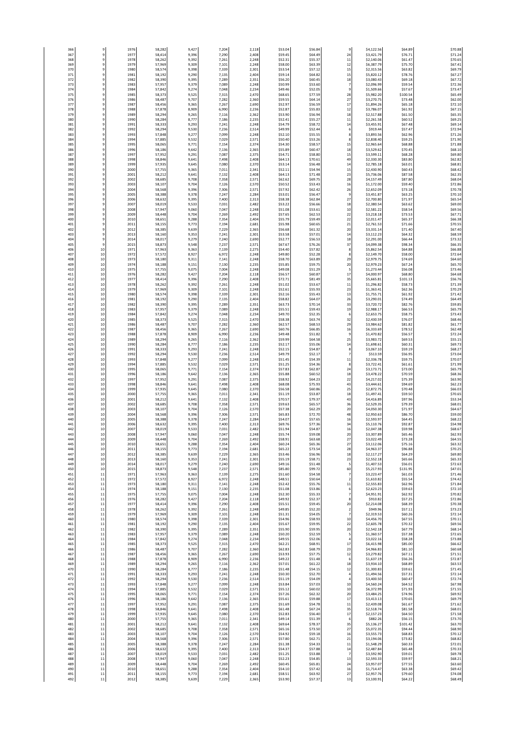| | | | | | | | | | | | | |
|---|---|---|---|---|---|---|---|---|---|---|---|---|
| 366 | 9 | 1976 | 58,282 | 9,427 | 7,204 | 2,118 | $53.04 | $56.84 | 9 | $4,122.56 | $64.89 | $70.88 |
| 367 | 9 | 1977 | 58,414 | 9,396 | 7,290 | 2,408 | $59.45 | $64.49 | 24 | $3,421.79 | $76.71 | $71.24 |
| 368 | 9 | 1978 | 58,262 | 9,392 | 7,261 | 2,248 | $52.31 | $55.37 | 11 | $2,140.06 | $61.47 | $70.65 |
| 369 | 9 | 1979 | 57,969 | 9,309 | 7,101 | 2,248 | $58.00 | $63.39 | 12 | $6,387.79 | $75.70 | $67.41 |
| 370 | 9 | 1980 | 58,574 | 9,398 | 7,339 | 2,301 | $53.54 | $57.12 | 15 | $2,315.56 | $63.82 | $69.79 |
| 371 | 9 | 1981 | 58,192 | 9,290 | 7,135 | 2,404 | $59.14 | $64.82 | 15 | $5,820.12 | $78.76 | $67.27 |
| 372 | 9 | 1982 | 58,390 | 9,395 | 7,289 | 2,351 | $56.20 | $60.45 | 18 | $3,080.43 | $69.18 | $67.72 |
| 373 | 9 | 1983 | 57,957 | 9,379 | 7,089 | 2,248 | $50.99 | $53.60 | 7 | $2,096.99 | $59.54 | $72.36 |
| 374 | 9 | 1984 | 57,842 | 9,274 | 7,048 | 2,234 | $49.46 | $52.05 | 9 | $1,509.66 | $57.67 | $73.47 |
| 375 | 9 | 1985 | 58,373 | 9,525 | 7,315 | 2,470 | $68.65 | $77.59 | 28 | $5,982.20 | $100.54 | $65.49 |
| 376 | 9 | 1986 | 58,487 | 9,707 | 7,282 | 2,360 | $59.55 | $64.14 | 27 | $3,270.75 | $73.48 | $62.00 |
| 377 | 9 | 1987 | 58,456 | 9,365 | 7,267 | 2,690 | $52.97 | $56.59 | 17 | $1,894.26 | $65.18 | $72.10 |
| 378 | 9 | 1988 | 57,878 | 8,909 | 6,990 | 2,236 | $52.87 | $55.83 | 12 | $3,786.07 | $61.92 | $67.15 |
| 379 | 9 | 1989 | 58,294 | 9,265 | 7,116 | 2,362 | $53.90 | $56.94 | 18 | $2,517.88 | $61.50 | $65.35 |
| 380 | 9 | 1990 | 58,284 | 8,777 | 7,186 | 2,235 | $52.41 | $55.27 | 11 | $2,261.58 | $60.52 | $69.25 |
| 381 | 9 | 1991 | 58,333 | 9,293 | 7,241 | 2,248 | $54.79 | $58.72 | 14 | $3,455.91 | $67.48 | $69.14 |
| 382 | 9 | 1992 | 58,294 | 9,530 | 7,236 | 2,514 | $49.99 | $52.44 | 6 | $919.44 | $57.47 | $72.94 |
| 383 | 9 | 1993 | 57,848 | 9,277 | 7,099 | 2,248 | $52.10 | $55.55 | 8 | $3,893.56 | $62.96 | $71.26 |
| 384 | 9 | 1994 | 57,885 | 9,532 | 7,029 | 2,571 | $50.40 | $53.26 | 8 | $2,838.40 | $59.25 | $71.90 |
| 385 | 9 | 1995 | 58,065 | 9,771 | 7,154 | 2,374 | $54.30 | $58.57 | 15 | $2,965.64 | $68.88 | $71.88 |
| 386 | 9 | 1996 | 58,186 | 9,642 | 7,136 | 2,365 | $55.89 | $60.47 | 18 | $3,529.62 | $70.45 | $68.10 |
| 387 | 9 | 1997 | 57,952 | 9,291 | 7,087 | 2,375 | $54.71 | $58.80 | 15 | $3,599.11 | $68.28 | $69.80 |
| 388 | 9 | 1998 | 58,846 | 9,641 | 7,498 | 2,408 | $64.13 | $70.61 | 49 | $2,330.30 | $83.80 | $62.82 |
| 389 | 9 | 1999 | 57,935 | 9,645 | 7,080 | 2,370 | $53.14 | $56.48 | 14 | $2,785.18 | $63.01 | $68.81 |
| 390 | 9 | 2000 | 57,755 | 9,365 | 7,011 | 2,341 | $52.11 | $54.94 | 15 | $2,430.90 | $60.43 | $68.42 |
| 391 | 9 | 2001 | 58,212 | 9,641 | 7,132 | 2,408 | $64.13 | $71.48 | 23 | $5,736.06 | $87.58 | $62.35 |
| 392 | 9 | 2002 | 58,685 | 9,708 | 7,358 | 2,571 | $62.62 | $69.75 | 28 | $4,157.49 | $87.80 | $68.04 |
| 393 | 9 | 2003 | 58,107 | 9,704 | 7,126 | 2,570 | $50.52 | $53.43 | 16 | $1,172.00 | $59.40 | $72.86 |
| 394 | 9 | 2004 | 58,568 | 9,396 | 7,306 | 2,571 | $57.92 | $62.42 | 26 | $2,652.09 | $73.18 | $70.78 |
| 395 | 9 | 2005 | 58,388 | 9,378 | 7,247 | 2,284 | $53.01 | $56.47 | 9 | $3,451.87 | $63.25 | $70.10 |
| 396 | 9 | 2006 | 58,632 | 9,395 | 7,400 | 2,313 | $58.38 | $62.84 | 27 | $2,700.80 | $71.97 | $65.54 |
| 397 | 9 | 2007 | 58,019 | 9,533 | 7,031 | 2,482 | $53.22 | $56.66 | 18 | $2,380.54 | $63.62 | $69.00 |
| 398 | 9 | 2008 | 57,947 | 9,060 | 7,047 | 2,248 | $51.08 | $53.61 | 10 | $2,581.22 | $58.54 | $69.56 |
| 399 | 9 | 2009 | 58,448 | 9,704 | 7,269 | 2,492 | $57.65 | $62.53 | 22 | $3,218.18 | $73.53 | $67.71 |
| 400 | 9 | 2010 | 58,651 | 9,288 | 7,354 | 2,404 | $55.79 | $59.49 | 22 | $2,011.47 | $65.37 | $66.38 |
| 401 | 9 | 2011 | 58,155 | 9,773 | 7,194 | 2,681 | $55.98 | $60.65 | 21 | $2,761.53 | $71.66 | $70.55 |
| 402 | 9 | 2012 | 58,385 | 9,639 | 7,229 | 2,365 | $56.68 | $61.32 | 20 | $3,331.14 | $71.40 | $67.40 |
| 403 | 9 | 2013 | 58,160 | 9,353 | 7,241 | 2,301 | $53.58 | $57.01 | 14 | $3,112.23 | $64.32 | $68.59 |
| 404 | 9 | 2014 | 58,017 | 9,279 | 7,240 | 2,690 | $52.77 | $56.53 | 18 | $2,291.00 | $66.44 | $73.32 |
| 405 | 9 | 2015 | 58,873 | 9,548 | 7,237 | 2,571 | $67.67 | $76.26 | 37 | $4,099.38 | $98.34 | $66.35 |
| 406 | 10 | 1971 | 57,963 | 9,363 | 7,139 | 2,275 | $54.40 | $57.82 | 8 | $5,862.54 | $64.88 | $66.88 |
| 407 | 10 | 1972 | 57,572 | 8,927 | 6,972 | 2,248 | $49.80 | $52.28 | 8 | $2,149.70 | $58.00 | $72.64 |
| 408 | 10 | 1973 | 58,180 | 9,311 | 7,141 | 2,248 | $58.70 | $63.89 | 29 | $2,979.75 | $74.69 | $64.60 |
| 409 | 10 | 1974 | 58,188 | 9,151 | 7,130 | 2,235 | $55.85 | $59.75 | 20 | $2,979.23 | $67.24 | $65.70 |
| 410 | 10 | 1975 | 57,755 | 9,075 | 7,004 | 2,248 | $49.08 | $51.29 | 5 | $1,273.44 | $56.08 | $73.46 |
| 411 | 10 | 1976 | 58,282 | 9,427 | 7,204 | 2,118 | $56.57 | $60.87 | 17 | $4,000.97 | $68.80 | $64.68 |
| 412 | 10 | 1977 | 58,414 | 9,396 | 7,290 | 2,408 | $72.71 | $81.49 | 35 | $5,665.81 | $101.13 | $56.76 |
| 413 | 10 | 1978 | 58,262 | 9,392 | 7,261 | 2,248 | $51.02 | $53.67 | 11 | $1,296.82 | $58.73 | $71.39 |
| 414 | 10 | 1979 | 57,969 | 9,309 | 7,101 | 2,248 | $52.61 | $55.93 | 23 | $1,363.41 | $62.36 | $70.29 |
| 415 | 10 | 1980 | 58,574 | 9,398 | 7,339 | 2,301 | $52.16 | $55.43 | 13 | $1,755.71 | $61.92 | $71.42 |
| 416 | 10 | 1981 | 58,192 | 9,290 | 7,135 | 2,404 | $58.82 | $64.07 | 26 | $3,290.01 | $74.49 | $64.49 |
| 417 | 10 | 1982 | 58,390 | 9,395 | 7,289 | 2,351 | $63.73 | $70.14 | 33 | $3,720.72 | $82.76 | $59.85 |
| 418 | 10 | 1983 | 57,957 | 9,379 | 7,089 | 2,248 | $55.51 | $59.43 | 19 | $2,988.17 | $66.53 | $65.79 |
| 419 | 10 | 1984 | 57,842 | 9,274 | 7,048 | 2,234 | $49.70 | $52.35 | 6 | $2,653.75 | $58.75 | $73.43 |
| 420 | 10 | 1985 | 58,373 | 9,525 | 7,315 | 2,470 | $58.38 | $63.74 | 32 | $2,430.59 | $76.07 | $68.46 |
| 421 | 10 | 1986 | 58,487 | 9,707 | 7,282 | 2,360 | $62.57 | $68.53 | 29 | $3,984.62 | $81.82 | $61.77 |
| 422 | 10 | 1987 | 58,456 | 9,365 | 7,267 | 2,690 | $60.76 | $66.85 | 16 | $6,333.69 | $78.52 | $62.48 |
| 423 | 10 | 1988 | 57,878 | 8,909 | 6,990 | 2,236 | $49.48 | $51.82 | 9 | $1,470.82 | $56.57 | $72.24 |
| 424 | 10 | 1989 | 58,294 | 9,265 | 7,116 | 2,362 | $59.99 | $64.58 | 25 | $3,983.72 | $69.53 | $55.15 |
| 425 | 10 | 1990 | 58,284 | 8,777 | 7,186 | 2,235 | $52.17 | $55.06 | 14 | $1,698.61 | $60.31 | $69.73 |
| 426 | 10 | 1991 | 58,333 | 9,293 | 7,241 | 2,248 | $52.15 | $54.87 | 8 | $3,067.10 | $59.19 | $68.27 |
| 427 | 10 | 1992 | 58,294 | 9,530 | 7,236 | 2,514 | $49.79 | $52.17 | 7 | $513.59 | $56.95 | $73.04 |
| 428 | 10 | 1993 | 57,848 | 9,277 | 7,099 | 2,248 | $51.45 | $54.39 | 11 | $2,336.78 | $59.75 | $70.07 |
| 429 | 10 | 1994 | 57,885 | 9,532 | 7,029 | 2,571 | $51.25 | $54.36 | 8 | $3,722.41 | $61.61 | $71.99 |
| 430 | 10 | 1995 | 58,065 | 9,771 | 7,154 | 2,374 | $57.83 | $62.87 | 24 | $3,173.71 | $73.00 | $65.79 |
| 431 | 10 | 1996 | 58,186 | 9,642 | 7,136 | 2,365 | $55.88 | $60.52 | 18 | $3,478.22 | $70.59 | $68.36 |
| 432 | 10 | 1997 | 57,952 | 9,291 | 7,087 | 2,375 | $58.92 | $64.23 | 22 | $4,217.02 | $75.39 | $63.90 |
| 433 | 10 | 1998 | 58,846 | 9,641 | 7,498 | 2,408 | $68.08 | $75.93 | 43 | $3,444.61 | $94.69 | $62.23 |
| 434 | 10 | 1999 | 57,935 | 9,645 | 7,080 | 2,370 | $56.58 | $60.86 | 25 | $2,872.75 | $70.48 | $66.03 |
| 435 | 10 | 2000 | 57,755 | 9,365 | 7,011 | 2,341 | $51.19 | $53.87 | 18 | $1,497.41 | $59.50 | $70.65 |
| 436 | 10 | 2001 | 58,212 | 9,641 | 7,132 | 2,408 | $70.57 | $79.37 | 43 | $4,416.89 | $97.96 | $53.34 |
| 437 | 10 | 2002 | 58,685 | 9,708 | 7,358 | 2,571 | $59.63 | $65.57 | 36 | $2,529.35 | $79.39 | $68.01 |
| 438 | 10 | 2003 | 58,107 | 9,704 | 7,126 | 2,570 | $57.38 | $62.29 | 20 | $4,050.30 | $71.97 | $64.67 |
| 439 | 10 | 2004 | 58,568 | 9,396 | 7,306 | 2,571 | $65.83 | $72.70 | 48 | $2,950.63 | $86.70 | $59.00 |
| 440 | 10 | 2005 | 58,388 | 9,378 | 7,247 | 2,284 | $54.07 | $57.65 | 16 | $2,593.97 | $64.45 | $68.22 |
| 441 | 10 | 2006 | 58,632 | 9,395 | 7,400 | 2,313 | $69.76 | $77.36 | 34 | $5,110.76 | $92.87 | $54.98 |
| 442 | 10 | 2007 | 58,019 | 9,533 | 7,031 | 2,482 | $51.94 | $54.87 | 16 | $2,047.38 | $59.98 | $68.67 |
| 443 | 10 | 2008 | 57,947 | 9,060 | 7,047 | 2,248 | $55.74 | $59.08 | 20 | $3,307.89 | $65.46 | $62.93 |
| 444 | 10 | 2009 | 58,448 | 9,704 | 7,269 | 2,492 | $58.91 | $63.68 | 27 | $3,022.49 | $73.28 | $64.55 |
| 445 | 10 | 2010 | 58,651 | 9,288 | 7,354 | 2,404 | $60.24 | $65.36 | 27 | $3,112.06 | $75.16 | $63.32 |
| 446 | 10 | 2011 | 58,155 | 9,773 | 7,194 | 2,681 | $65.22 | $73.54 | 28 | $4,963.37 | $96.88 | $70.25 |
| 447 | 10 | 2012 | 58,385 | 9,639 | 7,229 | 2,365 | $53.46 | $56.96 | 18 | $2,117.27 | $64.29 | $69.80 |
| 448 | 10 | 2013 | 58,160 | 9,353 | 7,241 | 2,301 | $55.19 | $58.71 | 23 | $2,552.18 | $65.66 | $65.33 |
| 449 | 10 | 2014 | 58,017 | 9,279 | 7,240 | 2,690 | $49.16 | $51.48 | 5 | $1,407.53 | $56.01 | $72.63 |
| 450 | 10 | 2015 | 58,873 | 9,548 | 7,237 | 2,571 | $85.80 | $99.72 | 60 | $5,217.93 | $131.95 | $47.01 |
| 451 | 11 | 1971 | 57,963 | 9,363 | 7,139 | 2,275 | $51.60 | $54.58 | 7 | $3,223.47 | $61.03 | $71.46 |
| 452 | 11 | 1972 | 57,572 | 8,927 | 6,972 | 2,248 | $48.51 | $50.64 | 2 | $1,610.82 | $55.54 | $74.42 |
| 453 | 11 | 1973 | 58,180 | 9,311 | 7,141 | 2,248 | $52.42 | $55.76 | 11 | $2,555.83 | $62.96 | $71.84 |
| 454 | 11 | 1974 | 58,188 | 9,151 | 7,130 | 2,235 | $51.08 | $53.86 | 6 | $2,623.23 | $59.63 | $72.10 |
| 455 | 11 | 1975 | 57,755 | 9,075 | 7,004 | 2,248 | $52.30 | $55.33 | 7 | $4,951.91 | $62.92 | $70.82 |
| 456 | 11 | 1976 | 58,282 | 9,427 | 7,204 | 2,118 | $49.92 | $52.37 | 8 | $910.82 | $57.25 | $72.86 |
| 457 | 11 | 1977 | 58,414 | 9,396 | 7,290 | 2,408 | $55.51 | $59.45 | 20 | $2,214.08 | $68.39 | $70.38 |
| 458 | 11 | 1978 | 58,262 | 9,392 | 7,261 | 2,248 | $49.85 | $52.20 | 2 | $949.96 | $57.11 | $73.23 |
| 459 | 11 | 1979 | 57,969 | 9,309 | 7,101 | 2,248 | $51.31 | $54.05 | 7 | $2,319.53 | $60.26 | $72.14 |
| 460 | 11 | 1980 | 58,574 | 9,398 | 7,339 | 2,301 | $54.96 | $58.93 | 10 | $4,456.70 | $67.55 | $70.11 |
| 461 | 11 | 1981 | 58,192 | 9,290 | 7,135 | 2,404 | $55.67 | $59.95 | 22 | $2,605.78 | $70.32 | $69.56 |
| 462 | 11 | 1982 | 58,390 | 9,395 | 7,289 | 2,351 | $55.90 | $59.95 | 20 | $2,542.18 | $67.79 | $68.14 |
| 463 | 11 | 1983 | 57,957 | 9,379 | 7,089 | 2,248 | $50.20 | $52.59 | 5 | $1,360.57 | $57.38 | $72.65 |
| 464 | 11 | 1984 | 57,842 | 9,274 | 7,048 | 2,234 | $49.55 | $52.06 | 4 | $3,022.16 | $58.28 | $73.88 |
| 465 | 11 | 1985 | 58,373 | 9,525 | 7,315 | 2,470 | $62.21 | $68.91 | 17 | $6,415.98 | $85.00 | $66.62 |
| 466 | 11 | 1986 | 58,487 | 9,707 | 7,282 | 2,360 | $62.83 | $68.79 | 23 | $4,966.83 | $81.10 | $60.68 |
| 467 | 11 | 1987 | 58,456 | 9,365 | 7,267 | 2,690 | $53.93 | $57.75 | 12 | $3,279.82 | $67.11 | $71.51 |
| 468 | 11 | 1988 | 57,878 | 8,909 | 6,990 | 2,236 | $49.22 | $51.48 | 6 | $1,637.19 | $56.26 | $72.87 |
| 469 | 11 | 1989 | 58,294 | 9,265 | 7,116 | 2,362 | $57.01 | $61.22 | 18 | $3,934.10 | $68.89 | $63.53 |
| 470 | 11 | 1990 | 58,284 | 8,777 | 7,186 | 2,235 | $51.48 | $54.15 | 12 | $1,300.83 | $59.61 | $71.45 |
| 471 | 11 | 1991 | 58,333 | 9,293 | 7,241 | 2,248 | $50.30 | $52.70 | 4 | $1,494.56 | $57.31 | $72.14 |
| 472 | 11 | 1992 | 58,294 | 9,530 | 7,236 | 2,514 | $51.19 | $54.09 | 4 | $3,400.50 | $60.47 | $72.74 |
| 473 | 11 | 1993 | 57,848 | 9,277 | 7,099 | 2,248 | $53.84 | $57.03 | 10 | $4,560.24 | $64.52 | $67.98 |
| 474 | 11 | 1994 | 57,885 | 9,532 | 7,029 | 2,571 | $55.12 | $60.02 | 10 | $6,372.99 | $71.93 | $71.55 |
| 475 | 11 | 1995 | 58,065 | 9,771 | 7,154 | 2,374 | $57.26 | $62.32 | 20 | $3,484.25 | $74.96 | $69.92 |
| 476 | 11 | 1996 | 58,186 | 9,642 | 7,136 | 2,365 | $55.61 | $59.88 | 17 | $3,413.13 | $70.65 | $69.79 |
| 477 | 11 | 1997 | 57,952 | 9,291 | 7,087 | 2,375 | $51.69 | $54.78 | 11 | $2,439.08 | $61.67 | $71.62 |
| 478 | 11 | 1998 | 58,846 | 9,641 | 7,498 | 2,408 | $61.48 | $67.24 | 35 | $2,518.74 | $81.58 | $68.01 |
| 479 | 11 | 1999 | 57,935 | 9,645 | 7,080 | 2,370 | $52.83 | $56.40 | 17 | $2,157.23 | $64.50 | $71.58 |
| 480 | 11 | 2000 | 57,755 | 9,365 | 7,011 | 2,341 | $49.14 | $51.39 | 6 | $882.26 | $56.15 | $73.70 |
| 481 | 11 | 2001 | 58,212 | 9,641 | 7,132 | 2,408 | $69.64 | $78.37 | 35 | $5,136.27 | $101.42 | $63.70 |
| 482 | 11 | 2002 | 58,685 | 9,708 | 7,358 | 2,571 | $65.16 | $73.50 | 27 | $5,072.35 | $94.44 | $68.90 |
| 483 | 11 | 2003 | 58,107 | 9,704 | 7,126 | 2,570 | $54.92 | $59.18 | 16 | $3,555.73 | $68.83 | $70.12 |
| 484 | 11 | 2004 | 58,568 | 9,396 | 7,306 | 2,571 | $57.80 | $62.71 | 21 | $3,194.06 | $73.82 | $68.82 |
| 485 | 11 | 2005 | 58,388 | 9,378 | 7,247 | 2,284 | $51.38 | $54.33 | 11 | $1,548.29 | $60.33 | $72.01 |
| 486 | 11 | 2006 | 58,632 | 9,395 | 7,400 | 2,313 | $54.37 | $57.88 | 14 | $2,487.84 | $65.48 | $70.33 |
| 487 | 11 | 2007 | 58,019 | 9,533 | 7,031 | 2,482 | $51.25 | $53.88 | 7 | $3,592.90 | $59.01 | $69.78 |
| 488 | 11 | 2008 | 57,947 | 9,060 | 7,047 | 2,248 | $52.23 | $54.85 | 13 | $2,593.33 | $59.97 | $68.21 |
| 489 | 11 | 2009 | 58,448 | 9,704 | 7,269 | 2,492 | $60.45 | $65.81 | 24 | $3,957.07 | $77.55 | $63.60 |
| 490 | 11 | 2010 | 58,651 | 9,288 | 7,354 | 2,404 | $54.10 | $57.42 | 16 | $1,714.47 | $63.38 | $69.42 |
| 491 | 11 | 2011 | 58,155 | 9,773 | 7,194 | 2,681 | $58.51 | $63.92 | 27 | $2,957.76 | $79.60 | $74.08 |
| 492 | 11 | 2012 | 58,385 | 9,639 | 7,229 | 2,365 | $53.90 | $57.37 | 13 | $3,100.91 | $64.22 | $68.49 |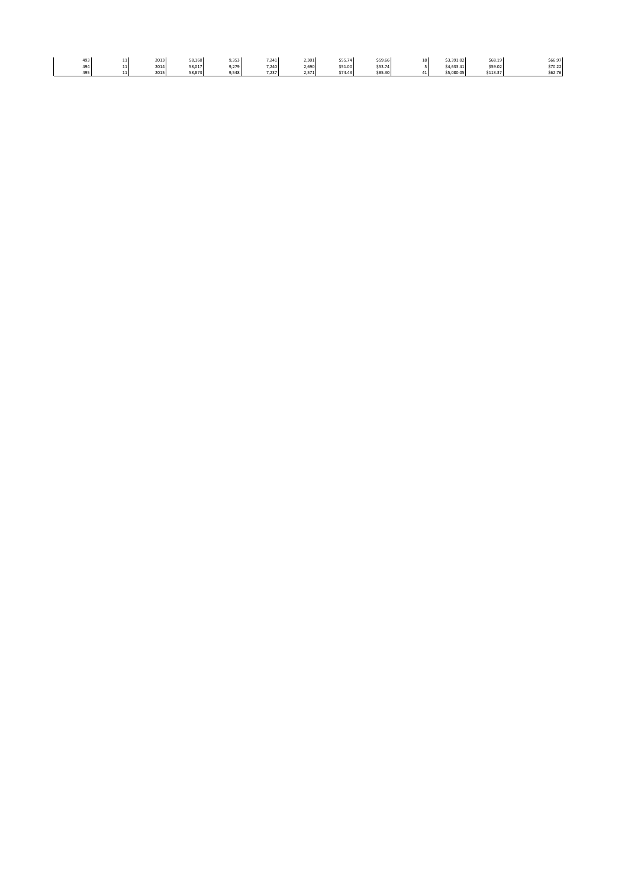| | | | | | | | | | | | | |
|---|---|---|---|---|---|---|---|---|---|---|---|---|
| 493 | 11 | 2013 | 58,160 | 9,353 | 7,241 | 2,301 | $55.74 | $59.66 | 18 | $3,391.02 | $68.19 | $66.97 |
| 494 | 11 | 2014 | 58,017 | 9,279 | 7,240 | 2,690 | $51.00 | $53.74 | 5 | $4,633.41 | $59.02 | $70.22 |
| 495 | 11 | 2015 | 58,873 | 9,548 | 7,237 | 2,571 | $74.43 | $85.30 | 41 | $5,080.05 | $113.37 | $62.76 |